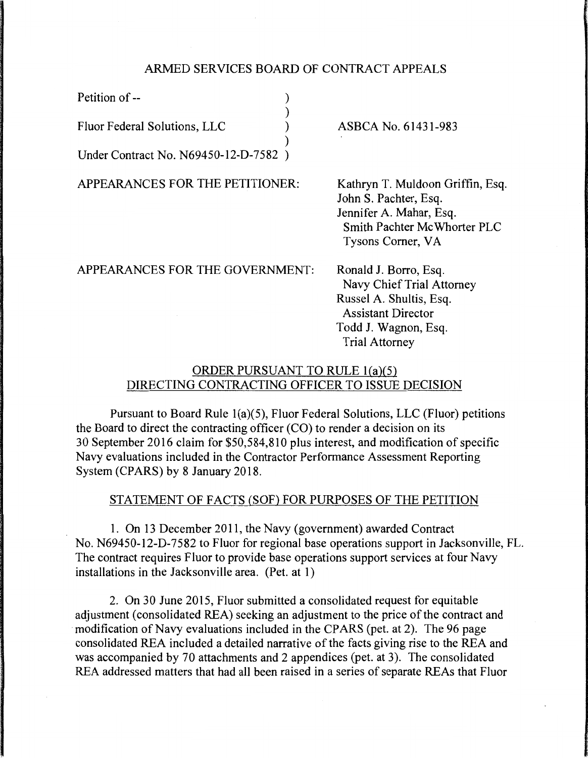ARMED SERVICES BOARD OF CONTRACT APPEALS

Petition of --

Fluor Federal Solutions, LLC

Under Contract No. N69450-12-D-7582

ASBCA No. 61431-983

APPEARANCES FOR THE PETITIONER:

Kathryn T. Muldoon Griffin, Esq.
John S. Pachter, Esq.
Jennifer A. Mahar, Esq.
Smith Pachter McWhorter PLC
Tysons Corner, VA

APPEARANCES FOR THE GOVERNMENT:

Ronald J. Borro, Esq.
Navy Chief Trial Attorney
Russel A. Shultis, Esq.
Assistant Director
Todd J. Wagnon, Esq.
Trial Attorney

## ORDER PURSUANT TO RULE 1(a)(5) DIRECTING CONTRACTING OFFICER TO ISSUE DECISION

Pursuant to Board Rule 1(a)(5), Fluor Federal Solutions, LLC (Fluor) petitions the Board to direct the contracting officer (CO) to render a decision on its 30 September 2016 claim for $50,584,810 plus interest, and modification of specific Navy evaluations included in the Contractor Performance Assessment Reporting System (CPARS) by 8 January 2018.

## STATEMENT OF FACTS (SOF) FOR PURPOSES OF THE PETITION

1. On 13 December 2011, the Navy (government) awarded Contract No. N69450-12-D-7582 to Fluor for regional base operations support in Jacksonville, FL. The contract requires Fluor to provide base operations support services at four Navy installations in the Jacksonville area. (Pet. at 1)

2. On 30 June 2015, Fluor submitted a consolidated request for equitable adjustment (consolidated REA) seeking an adjustment to the price of the contract and modification of Navy evaluations included in the CPARS (pet. at 2). The 96 page consolidated REA included a detailed narrative of the facts giving rise to the REA and was accompanied by 70 attachments and 2 appendices (pet. at 3). The consolidated REA addressed matters that had all been raised in a series of separate REAs that Fluor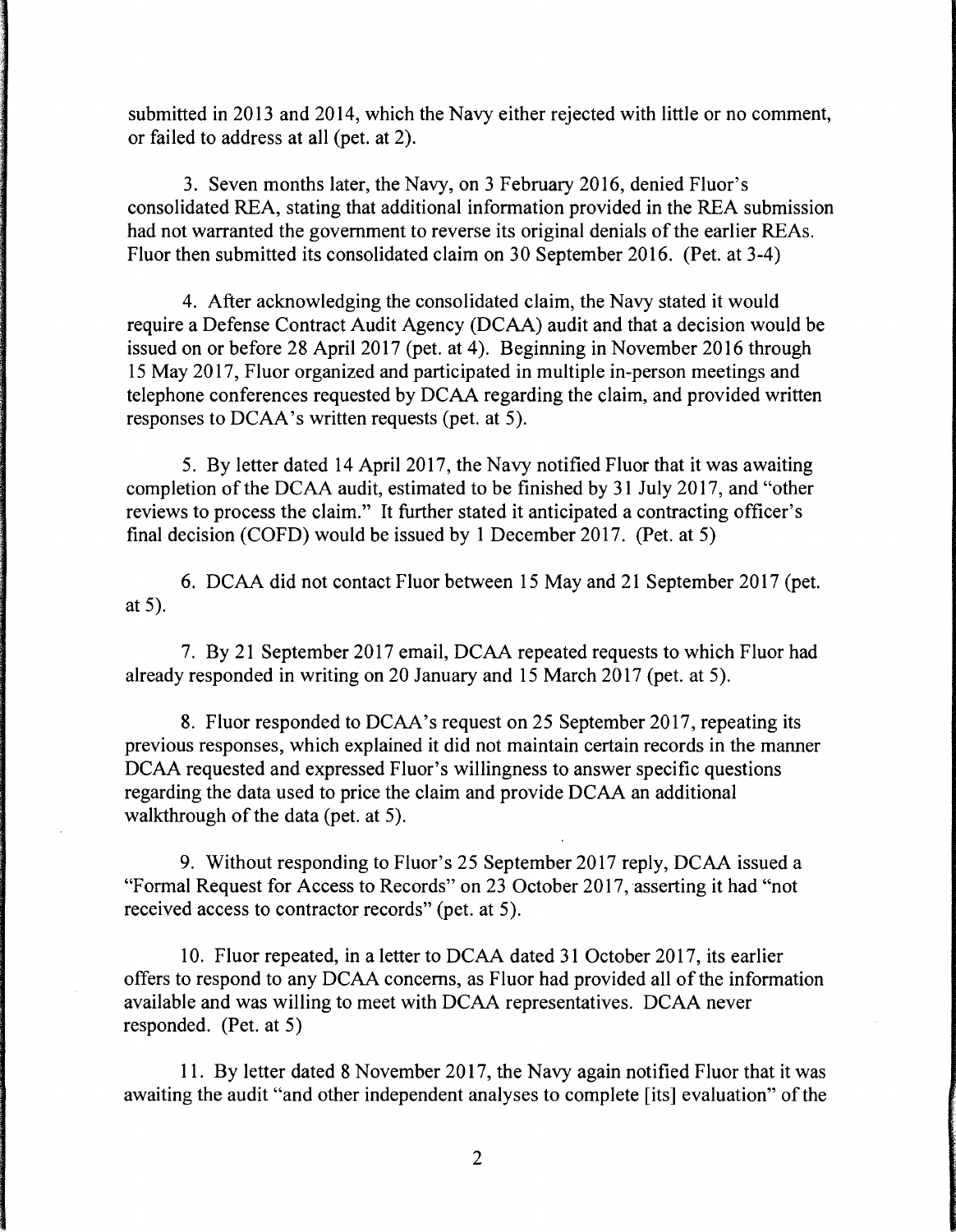submitted in 2013 and 2014, which the Navy either rejected with little or no comment, or failed to address at all (pet. at 2).

3. Seven months later, the Navy, on 3 February 2016, denied Fluor's consolidated REA, stating that additional information provided in the REA submission had not warranted the government to reverse its original denials of the earlier REAs. Fluor then submitted its consolidated claim on 30 September 2016. (Pet. at 3-4)

4. After acknowledging the consolidated claim, the Navy stated it would require a Defense Contract Audit Agency (DCAA) audit and that a decision would be issued on or before 28 April 2017 (pet. at 4). Beginning in November 2016 through 15 May 2017, Fluor organized and participated in multiple in-person meetings and telephone conferences requested by DCAA regarding the claim, and provided written responses to DCAA's written requests (pet. at 5).

5. By letter dated 14 April 2017, the Navy notified Fluor that it was awaiting completion of the DCAA audit, estimated to be finished by 31 July 2017, and "other reviews to process the claim." It further stated it anticipated a contracting officer's final decision (COFD) would be issued by 1 December 2017. (Pet. at 5)

6. DCAA did not contact Fluor between 15 May and 21 September 2017 (pet. at 5).

7. By 21 September 2017 email, DCAA repeated requests to which Fluor had already responded in writing on 20 January and 15 March 2017 (pet. at 5).

8. Fluor responded to DCAA's request on 25 September 2017, repeating its previous responses, which explained it did not maintain certain records in the manner DCAA requested and expressed Fluor's willingness to answer specific questions regarding the data used to price the claim and provide DCAA an additional walkthrough of the data (pet. at 5).

9. Without responding to Fluor's 25 September 2017 reply, DCAA issued a "Formal Request for Access to Records" on 23 October 2017, asserting it had "not received access to contractor records" (pet. at 5).

10. Fluor repeated, in a letter to DCAA dated 31 October 2017, its earlier offers to respond to any DCAA concerns, as Fluor had provided all of the information available and was willing to meet with DCAA representatives. DCAA never responded. (Pet. at 5)

11. By letter dated 8 November 2017, the Navy again notified Fluor that it was awaiting the audit "and other independent analyses to complete [its] evaluation" of the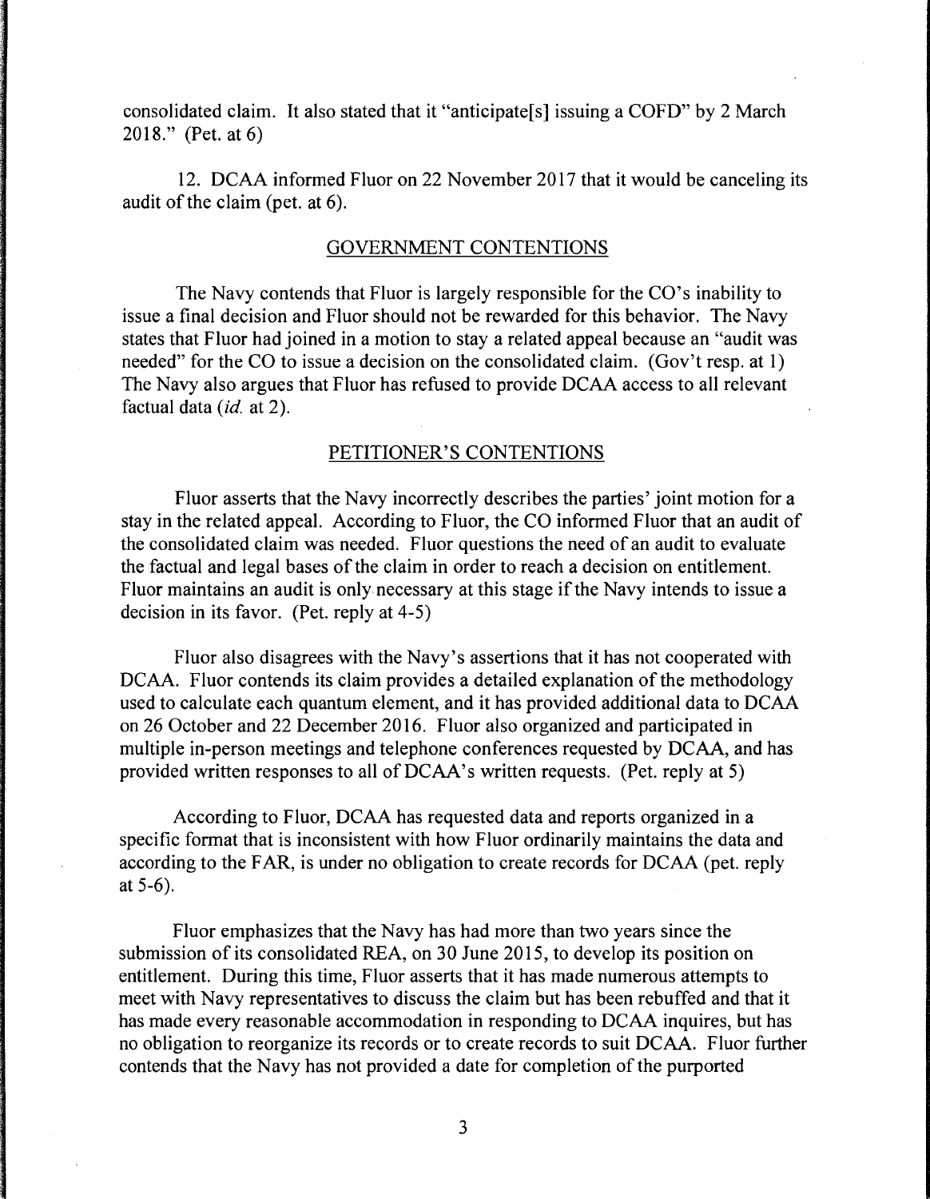consolidated claim. It also stated that it "anticipate[s] issuing a COFD" by 2 March 2018." (Pet. at 6)

12. DCAA informed Fluor on 22 November 2017 that it would be canceling its audit of the claim (pet. at 6).

## GOVERNMENT CONTENTIONS

The Navy contends that Fluor is largely responsible for the CO's inability to issue a final decision and Fluor should not be rewarded for this behavior. The Navy states that Fluor had joined in a motion to stay a related appeal because an "audit was needed" for the CO to issue a decision on the consolidated claim. (Gov't resp. at 1) The Navy also argues that Fluor has refused to provide DCAA access to all relevant factual data (*id.* at 2).

## PETITIONER'S CONTENTIONS

Fluor asserts that the Navy incorrectly describes the parties' joint motion for a stay in the related appeal. According to Fluor, the CO informed Fluor that an audit of the consolidated claim was needed. Fluor questions the need of an audit to evaluate the factual and legal bases of the claim in order to reach a decision on entitlement. Fluor maintains an audit is only necessary at this stage if the Navy intends to issue a decision in its favor. (Pet. reply at 4-5)

Fluor also disagrees with the Navy's assertions that it has not cooperated with DCAA. Fluor contends its claim provides a detailed explanation of the methodology used to calculate each quantum element, and it has provided additional data to DCAA on 26 October and 22 December 2016. Fluor also organized and participated in multiple in-person meetings and telephone conferences requested by DCAA, and has provided written responses to all of DCAA's written requests. (Pet. reply at 5)

According to Fluor, DCAA has requested data and reports organized in a specific format that is inconsistent with how Fluor ordinarily maintains the data and according to the FAR, is under no obligation to create records for DCAA (pet. reply at 5-6).

Fluor emphasizes that the Navy has had more than two years since the submission of its consolidated REA, on 30 June 2015, to develop its position on entitlement. During this time, Fluor asserts that it has made numerous attempts to meet with Navy representatives to discuss the claim but has been rebuffed and that it has made every reasonable accommodation in responding to DCAA inquires, but has no obligation to reorganize its records or to create records to suit DCAA. Fluor further contends that the Navy has not provided a date for completion of the purported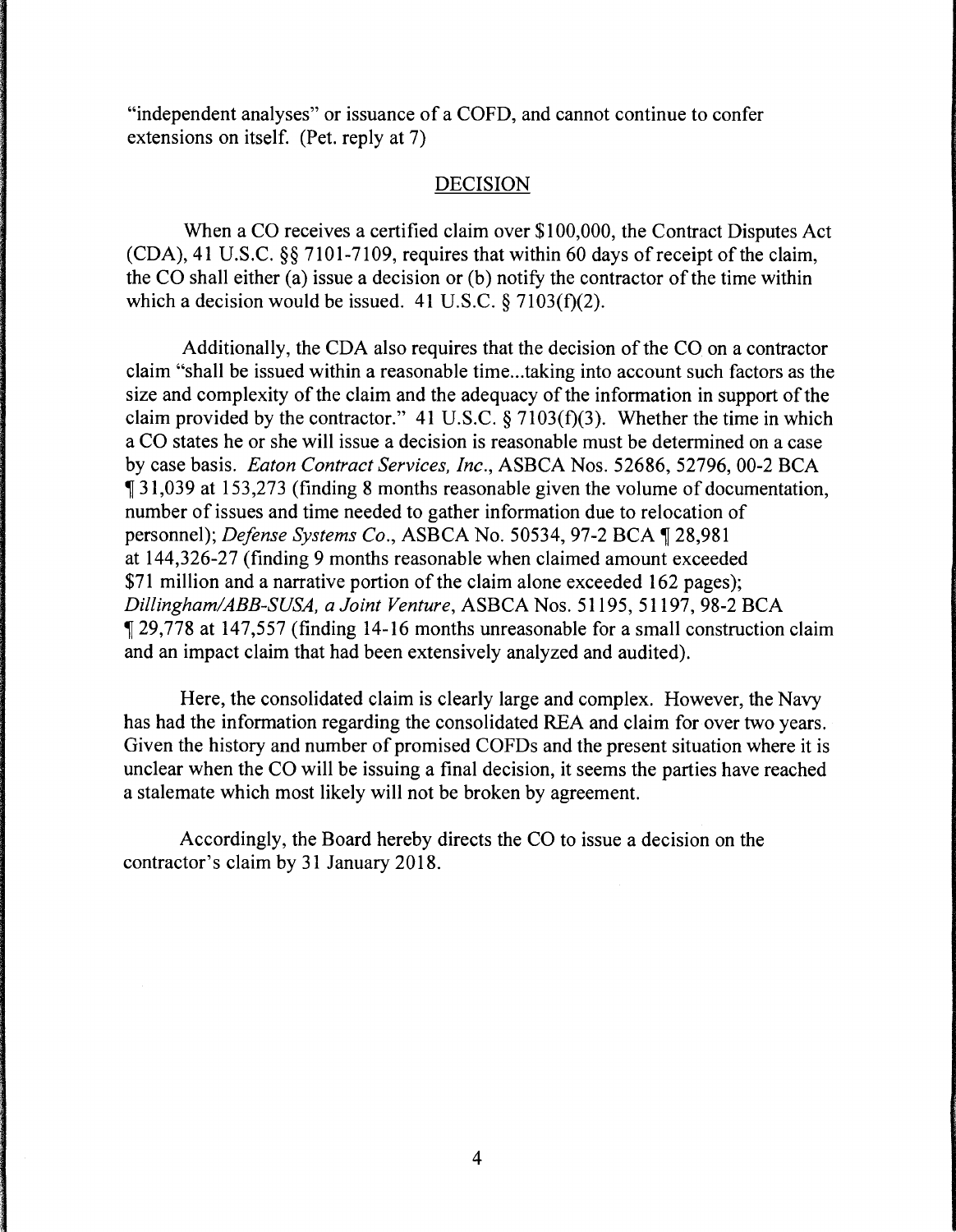"independent analyses" or issuance of a COFD, and cannot continue to confer extensions on itself. (Pet. reply at 7)

## DECISION

When a CO receives a certified claim over $100,000, the Contract Disputes Act (CDA), 41 U.S.C. §§ 7101-7109, requires that within 60 days of receipt of the claim, the CO shall either (a) issue a decision or (b) notify the contractor of the time within which a decision would be issued. 41 U.S.C. § 7103(f)(2).

Additionally, the CDA also requires that the decision of the CO on a contractor claim "shall be issued within a reasonable time...taking into account such factors as the size and complexity of the claim and the adequacy of the information in support of the claim provided by the contractor." 41 U.S.C. § 7103(f)(3). Whether the time in which a CO states he or she will issue a decision is reasonable must be determined on a case by case basis. *Eaton Contract Services, Inc.*, ASBCA Nos. 52686, 52796, 00-2 BCA ¶ 31,039 at 153,273 (finding 8 months reasonable given the volume of documentation, number of issues and time needed to gather information due to relocation of personnel); *Defense Systems Co.*, ASBCA No. 50534, 97-2 BCA ¶ 28,981 at 144,326-27 (finding 9 months reasonable when claimed amount exceeded $71 million and a narrative portion of the claim alone exceeded 162 pages); *Dillingham/ABB-SUSA, a Joint Venture*, ASBCA Nos. 51195, 51197, 98-2 BCA ¶ 29,778 at 147,557 (finding 14-16 months unreasonable for a small construction claim and an impact claim that had been extensively analyzed and audited).

Here, the consolidated claim is clearly large and complex. However, the Navy has had the information regarding the consolidated REA and claim for over two years. Given the history and number of promised COFDs and the present situation where it is unclear when the CO will be issuing a final decision, it seems the parties have reached a stalemate which most likely will not be broken by agreement.

Accordingly, the Board hereby directs the CO to issue a decision on the contractor's claim by 31 January 2018.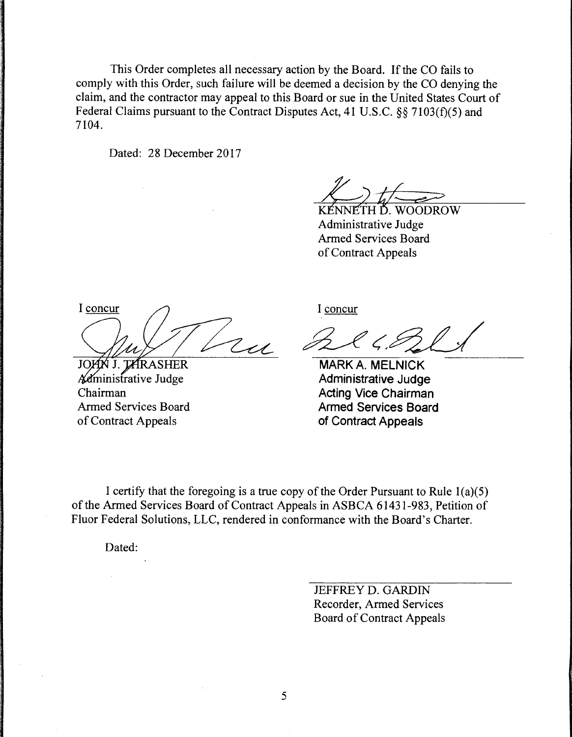This Order completes all necessary action by the Board. If the CO fails to comply with this Order, such failure will be deemed a decision by the CO denying the claim, and the contractor may appeal to this Board or sue in the United States Court of Federal Claims pursuant to the Contract Disputes Act, 41 U.S.C. §§ 7103(f)(5) and 7104.

Dated: 28 December 2017

KENNETH D. WOODROW
Administrative Judge
Armed Services Board
of Contract Appeals

I concur

JOHN J. THRASHER
Administrative Judge
Chairman
Armed Services Board
of Contract Appeals

I concur

MARK A. MELNICK
Administrative Judge
Acting Vice Chairman
Armed Services Board
of Contract Appeals

I certify that the foregoing is a true copy of the Order Pursuant to Rule 1(a)(5) of the Armed Services Board of Contract Appeals in ASBCA 61431-983, Petition of Fluor Federal Solutions, LLC, rendered in conformance with the Board's Charter.

Dated:

JEFFREY D. GARDIN
Recorder, Armed Services
Board of Contract Appeals